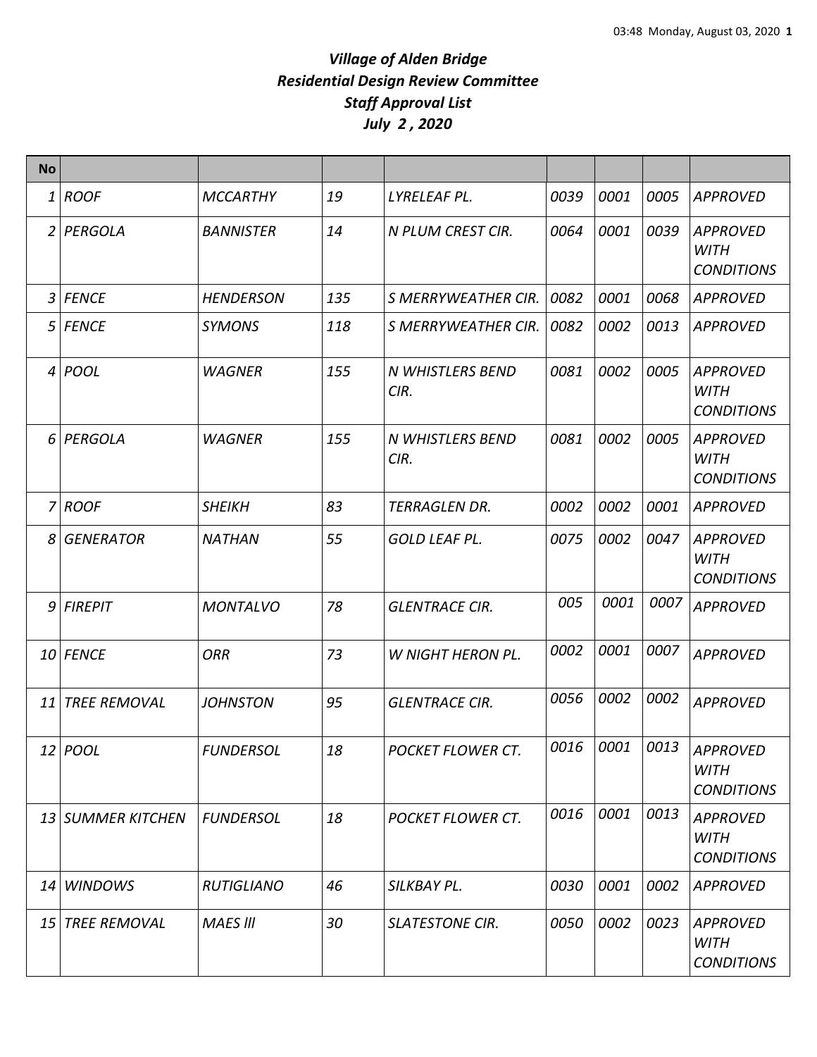# *Village of Alden Bridge*
## *Residential Design Review Committee*
## *Staff Approval List*
## *July 2 , 2020*

| No | | | | | | | | |
|---|---|---|---|---|---|---|---|---|
| 1 | ROOF | MCCARTHY | 19 | LYRELEAF PL. | 0039 | 0001 | 0005 | APPROVED |
| 2 | PERGOLA | BANNISTER | 14 | N PLUM CREST CIR. | 0064 | 0001 | 0039 | APPROVED WITH CONDITIONS |
| 3 | FENCE | HENDERSON | 135 | S MERRYWEATHER CIR. | 0082 | 0001 | 0068 | APPROVED |
| 5 | FENCE | SYMONS | 118 | S MERRYWEATHER CIR. | 0082 | 0002 | 0013 | APPROVED |
| 4 | POOL | WAGNER | 155 | N WHISTLERS BEND CIR. | 0081 | 0002 | 0005 | APPROVED WITH CONDITIONS |
| 6 | PERGOLA | WAGNER | 155 | N WHISTLERS BEND CIR. | 0081 | 0002 | 0005 | APPROVED WITH CONDITIONS |
| 7 | ROOF | SHEIKH | 83 | TERRAGLEN DR. | 0002 | 0002 | 0001 | APPROVED |
| 8 | GENERATOR | NATHAN | 55 | GOLD LEAF PL. | 0075 | 0002 | 0047 | APPROVED WITH CONDITIONS |
| 9 | FIREPIT | MONTALVO | 78 | GLENTRACE CIR. | 005 | 0001 | 0007 | APPROVED |
| 10 | FENCE | ORR | 73 | W NIGHT HERON PL. | 0002 | 0001 | 0007 | APPROVED |
| 11 | TREE REMOVAL | JOHNSTON | 95 | GLENTRACE CIR. | 0056 | 0002 | 0002 | APPROVED |
| 12 | POOL | FUNDERSOL | 18 | POCKET FLOWER CT. | 0016 | 0001 | 0013 | APPROVED WITH CONDITIONS |
| 13 | SUMMER KITCHEN | FUNDERSOL | 18 | POCKET FLOWER CT. | 0016 | 0001 | 0013 | APPROVED WITH CONDITIONS |
| 14 | WINDOWS | RUTIGLIANO | 46 | SILKBAY PL. | 0030 | 0001 | 0002 | APPROVED |
| 15 | TREE REMOVAL | MAES lll | 30 | SLATESTONE CIR. | 0050 | 0002 | 0023 | APPROVED WITH CONDITIONS |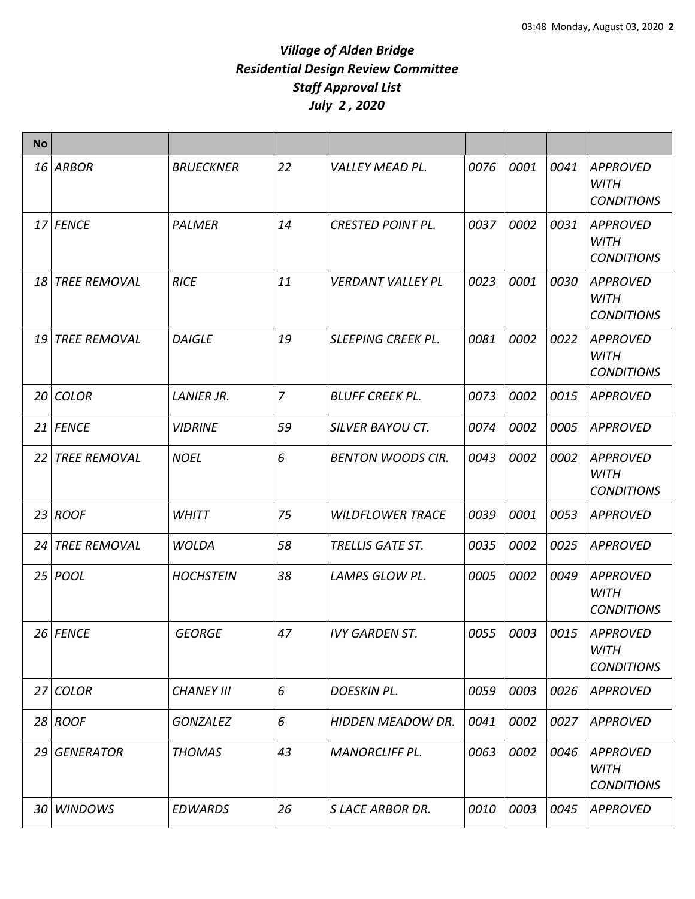# *Village of Alden Bridge*
# *Residential Design Review Committee*
# *Staff Approval List*
# *July 2 , 2020*

| No | | | | | | | | |
|---|---|---|---|---|---|---|---|---|
| 16 | ARBOR | BRUECKNER | 22 | VALLEY MEAD PL. | 0076 | 0001 | 0041 | APPROVED WITH CONDITIONS |
| 17 | FENCE | PALMER | 14 | CRESTED POINT PL. | 0037 | 0002 | 0031 | APPROVED WITH CONDITIONS |
| 18 | TREE REMOVAL | RICE | 11 | VERDANT VALLEY PL | 0023 | 0001 | 0030 | APPROVED WITH CONDITIONS |
| 19 | TREE REMOVAL | DAIGLE | 19 | SLEEPING CREEK PL. | 0081 | 0002 | 0022 | APPROVED WITH CONDITIONS |
| 20 | COLOR | LANIER JR. | 7 | BLUFF CREEK PL. | 0073 | 0002 | 0015 | APPROVED |
| 21 | FENCE | VIDRINE | 59 | SILVER BAYOU CT. | 0074 | 0002 | 0005 | APPROVED |
| 22 | TREE REMOVAL | NOEL | 6 | BENTON WOODS CIR. | 0043 | 0002 | 0002 | APPROVED WITH CONDITIONS |
| 23 | ROOF | WHITT | 75 | WILDFLOWER TRACE | 0039 | 0001 | 0053 | APPROVED |
| 24 | TREE REMOVAL | WOLDA | 58 | TRELLIS GATE ST. | 0035 | 0002 | 0025 | APPROVED |
| 25 | POOL | HOCHSTEIN | 38 | LAMPS GLOW PL. | 0005 | 0002 | 0049 | APPROVED WITH CONDITIONS |
| 26 | FENCE | GEORGE | 47 | IVY GARDEN ST. | 0055 | 0003 | 0015 | APPROVED WITH CONDITIONS |
| 27 | COLOR | CHANEY III | 6 | DOESKIN PL. | 0059 | 0003 | 0026 | APPROVED |
| 28 | ROOF | GONZALEZ | 6 | HIDDEN MEADOW DR. | 0041 | 0002 | 0027 | APPROVED |
| 29 | GENERATOR | THOMAS | 43 | MANORCLIFF PL. | 0063 | 0002 | 0046 | APPROVED WITH CONDITIONS |
| 30 | WINDOWS | EDWARDS | 26 | S LACE ARBOR DR. | 0010 | 0003 | 0045 | APPROVED |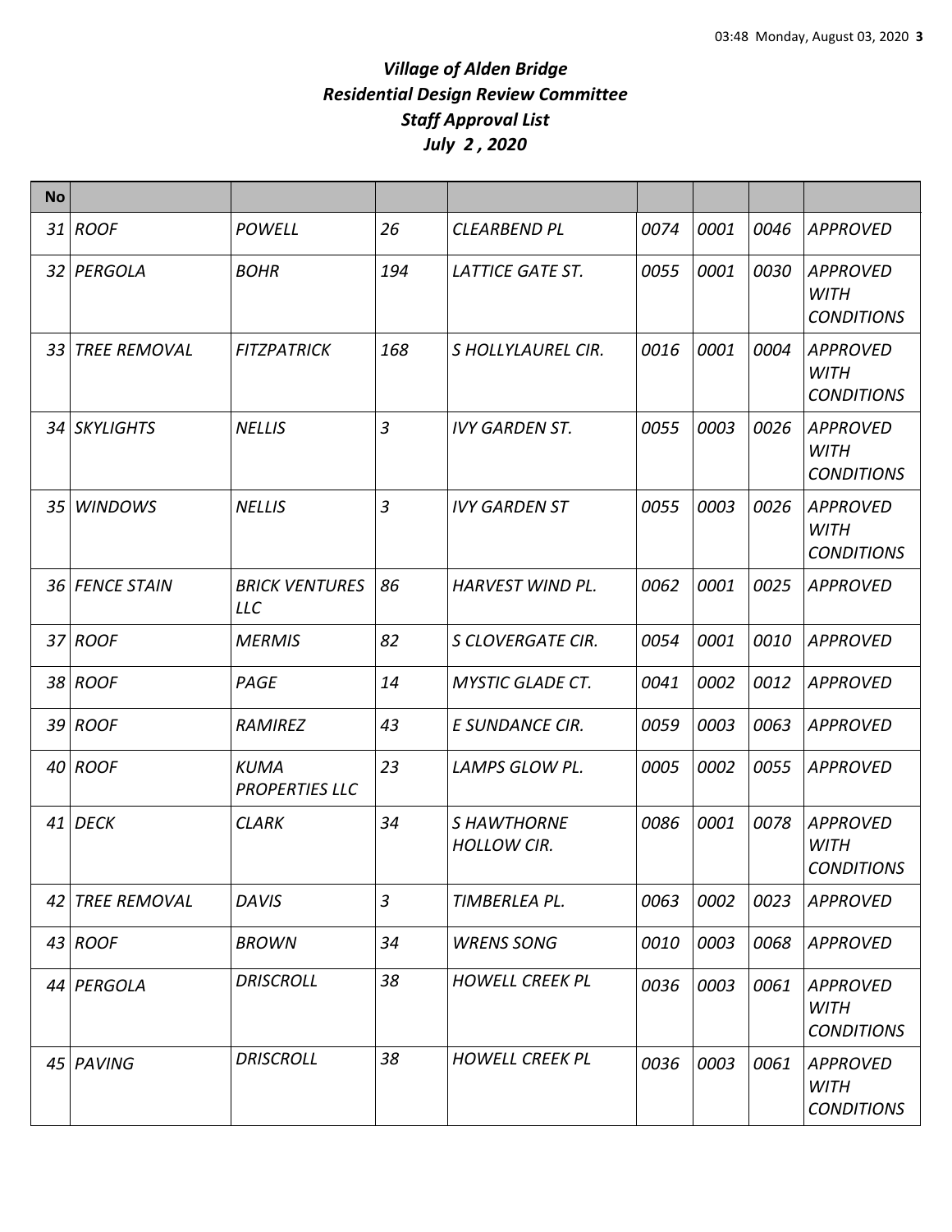# *Village of Alden Bridge*
# *Residential Design Review Committee*
# *Staff Approval List*
# *July 2 , 2020*

| No | | | | | | | | |
|---|---|---|---|---|---|---|---|---|
| 31 | ROOF | POWELL | 26 | CLEARBEND PL | 0074 | 0001 | 0046 | APPROVED |
| 32 | PERGOLA | BOHR | 194 | LATTICE GATE ST. | 0055 | 0001 | 0030 | APPROVED WITH CONDITIONS |
| 33 | TREE REMOVAL | FITZPATRICK | 168 | S HOLLYLAUREL CIR. | 0016 | 0001 | 0004 | APPROVED WITH CONDITIONS |
| 34 | SKYLIGHTS | NELLIS | 3 | IVY GARDEN ST. | 0055 | 0003 | 0026 | APPROVED WITH CONDITIONS |
| 35 | WINDOWS | NELLIS | 3 | IVY GARDEN ST | 0055 | 0003 | 0026 | APPROVED WITH CONDITIONS |
| 36 | FENCE STAIN | BRICK VENTURES LLC | 86 | HARVEST WIND PL. | 0062 | 0001 | 0025 | APPROVED |
| 37 | ROOF | MERMIS | 82 | S CLOVERGATE CIR. | 0054 | 0001 | 0010 | APPROVED |
| 38 | ROOF | PAGE | 14 | MYSTIC GLADE CT. | 0041 | 0002 | 0012 | APPROVED |
| 39 | ROOF | RAMIREZ | 43 | E SUNDANCE CIR. | 0059 | 0003 | 0063 | APPROVED |
| 40 | ROOF | KUMA PROPERTIES LLC | 23 | LAMPS GLOW PL. | 0005 | 0002 | 0055 | APPROVED |
| 41 | DECK | CLARK | 34 | S HAWTHORNE HOLLOW CIR. | 0086 | 0001 | 0078 | APPROVED WITH CONDITIONS |
| 42 | TREE REMOVAL | DAVIS | 3 | TIMBERLEA PL. | 0063 | 0002 | 0023 | APPROVED |
| 43 | ROOF | BROWN | 34 | WRENS SONG | 0010 | 0003 | 0068 | APPROVED |
| 44 | PERGOLA | DRISCROLL | 38 | HOWELL CREEK PL | 0036 | 0003 | 0061 | APPROVED WITH CONDITIONS |
| 45 | PAVING | DRISCROLL | 38 | HOWELL CREEK PL | 0036 | 0003 | 0061 | APPROVED WITH CONDITIONS |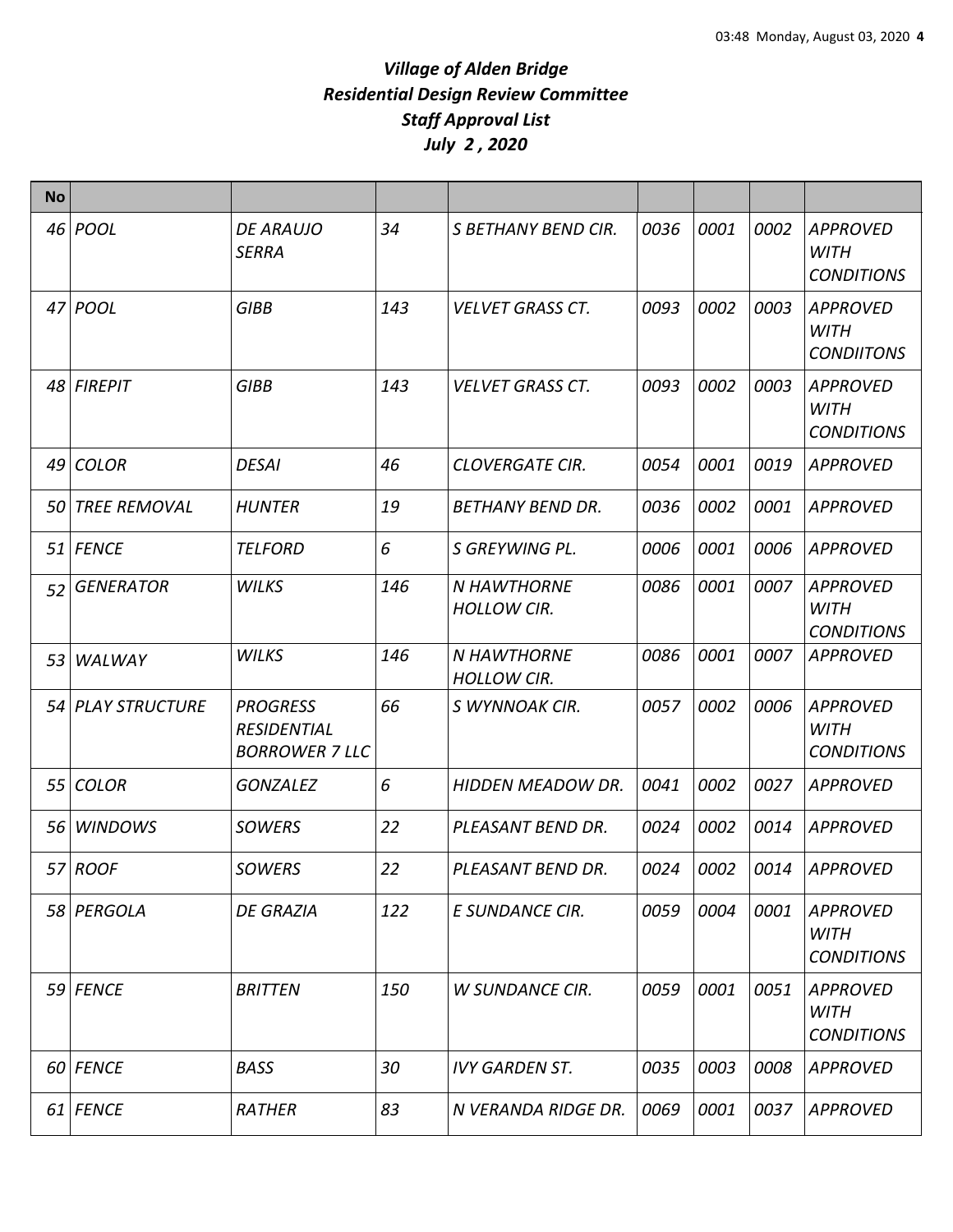# *Village of Alden Bridge*
# *Residential Design Review Committee*
# *Staff Approval List*
# *July 2 , 2020*

| No | | | | | | | | |
|---|---|---|---|---|---|---|---|---|
| 46 | POOL | DE ARAUJO SERRA | 34 | S BETHANY BEND CIR. | 0036 | 0001 | 0002 | APPROVED WITH CONDITIONS |
| 47 | POOL | GIBB | 143 | VELVET GRASS CT. | 0093 | 0002 | 0003 | APPROVED WITH CONDIITONS |
| 48 | FIREPIT | GIBB | 143 | VELVET GRASS CT. | 0093 | 0002 | 0003 | APPROVED WITH CONDITIONS |
| 49 | COLOR | DESAI | 46 | CLOVERGATE CIR. | 0054 | 0001 | 0019 | APPROVED |
| 50 | TREE REMOVAL | HUNTER | 19 | BETHANY BEND DR. | 0036 | 0002 | 0001 | APPROVED |
| 51 | FENCE | TELFORD | 6 | S GREYWING PL. | 0006 | 0001 | 0006 | APPROVED |
| 52 | GENERATOR | WILKS | 146 | N HAWTHORNE HOLLOW CIR. | 0086 | 0001 | 0007 | APPROVED WITH CONDITIONS |
| 53 | WALWAY | WILKS | 146 | N HAWTHORNE HOLLOW CIR. | 0086 | 0001 | 0007 | APPROVED |
| 54 | PLAY STRUCTURE | PROGRESS RESIDENTIAL BORROWER 7 LLC | 66 | S WYNNOAK CIR. | 0057 | 0002 | 0006 | APPROVED WITH CONDITIONS |
| 55 | COLOR | GONZALEZ | 6 | HIDDEN MEADOW DR. | 0041 | 0002 | 0027 | APPROVED |
| 56 | WINDOWS | SOWERS | 22 | PLEASANT BEND DR. | 0024 | 0002 | 0014 | APPROVED |
| 57 | ROOF | SOWERS | 22 | PLEASANT BEND DR. | 0024 | 0002 | 0014 | APPROVED |
| 58 | PERGOLA | DE GRAZIA | 122 | E SUNDANCE CIR. | 0059 | 0004 | 0001 | APPROVED WITH CONDITIONS |
| 59 | FENCE | BRITTEN | 150 | W SUNDANCE CIR. | 0059 | 0001 | 0051 | APPROVED WITH CONDITIONS |
| 60 | FENCE | BASS | 30 | IVY GARDEN ST. | 0035 | 0003 | 0008 | APPROVED |
| 61 | FENCE | RATHER | 83 | N VERANDA RIDGE DR. | 0069 | 0001 | 0037 | APPROVED |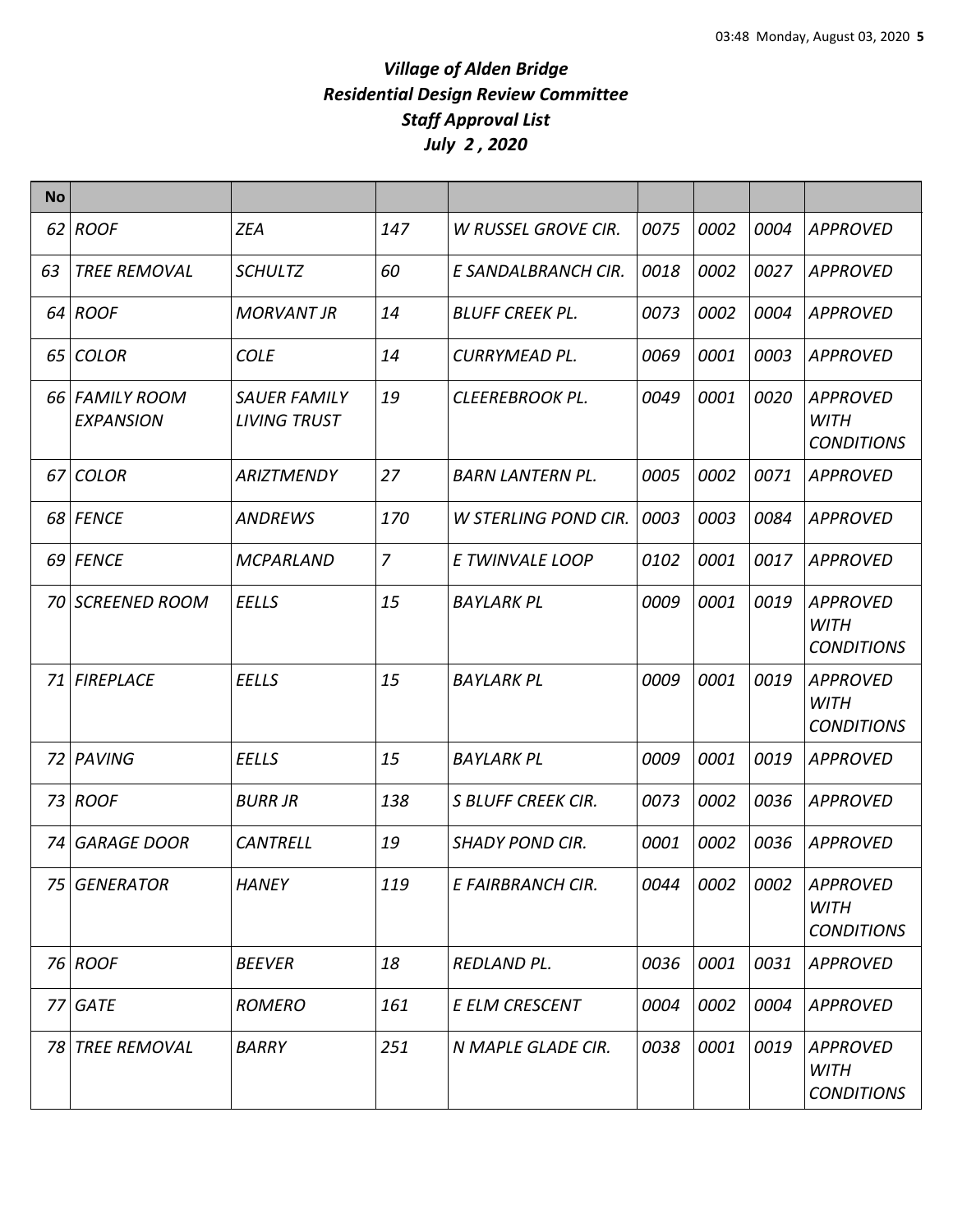# *Village of Alden Bridge*
# *Residential Design Review Committee*
# *Staff Approval List*
# *July 2 , 2020*

| No | | | | | | | | |
|---|---|---|---|---|---|---|---|---|
| 62 | ROOF | ZEA | 147 | W RUSSEL GROVE CIR. | 0075 | 0002 | 0004 | APPROVED |
| 63 | TREE REMOVAL | SCHULTZ | 60 | E SANDALBRANCH CIR. | 0018 | 0002 | 0027 | APPROVED |
| 64 | ROOF | MORVANT JR | 14 | BLUFF CREEK PL. | 0073 | 0002 | 0004 | APPROVED |
| 65 | COLOR | COLE | 14 | CURRYMEAD PL. | 0069 | 0001 | 0003 | APPROVED |
| 66 | FAMILY ROOM EXPANSION | SAUER FAMILY LIVING TRUST | 19 | CLEEREBROOK PL. | 0049 | 0001 | 0020 | APPROVED WITH CONDITIONS |
| 67 | COLOR | ARIZTMENDY | 27 | BARN LANTERN PL. | 0005 | 0002 | 0071 | APPROVED |
| 68 | FENCE | ANDREWS | 170 | W STERLING POND CIR. | 0003 | 0003 | 0084 | APPROVED |
| 69 | FENCE | MCPARLAND | 7 | E TWINVALE LOOP | 0102 | 0001 | 0017 | APPROVED |
| 70 | SCREENED ROOM | EELLS | 15 | BAYLARK PL | 0009 | 0001 | 0019 | APPROVED WITH CONDITIONS |
| 71 | FIREPLACE | EELLS | 15 | BAYLARK PL | 0009 | 0001 | 0019 | APPROVED WITH CONDITIONS |
| 72 | PAVING | EELLS | 15 | BAYLARK PL | 0009 | 0001 | 0019 | APPROVED |
| 73 | ROOF | BURR JR | 138 | S BLUFF CREEK CIR. | 0073 | 0002 | 0036 | APPROVED |
| 74 | GARAGE DOOR | CANTRELL | 19 | SHADY POND CIR. | 0001 | 0002 | 0036 | APPROVED |
| 75 | GENERATOR | HANEY | 119 | E FAIRBRANCH CIR. | 0044 | 0002 | 0002 | APPROVED WITH CONDITIONS |
| 76 | ROOF | BEEVER | 18 | REDLAND PL. | 0036 | 0001 | 0031 | APPROVED |
| 77 | GATE | ROMERO | 161 | E ELM CRESCENT | 0004 | 0002 | 0004 | APPROVED |
| 78 | TREE REMOVAL | BARRY | 251 | N MAPLE GLADE CIR. | 0038 | 0001 | 0019 | APPROVED WITH CONDITIONS |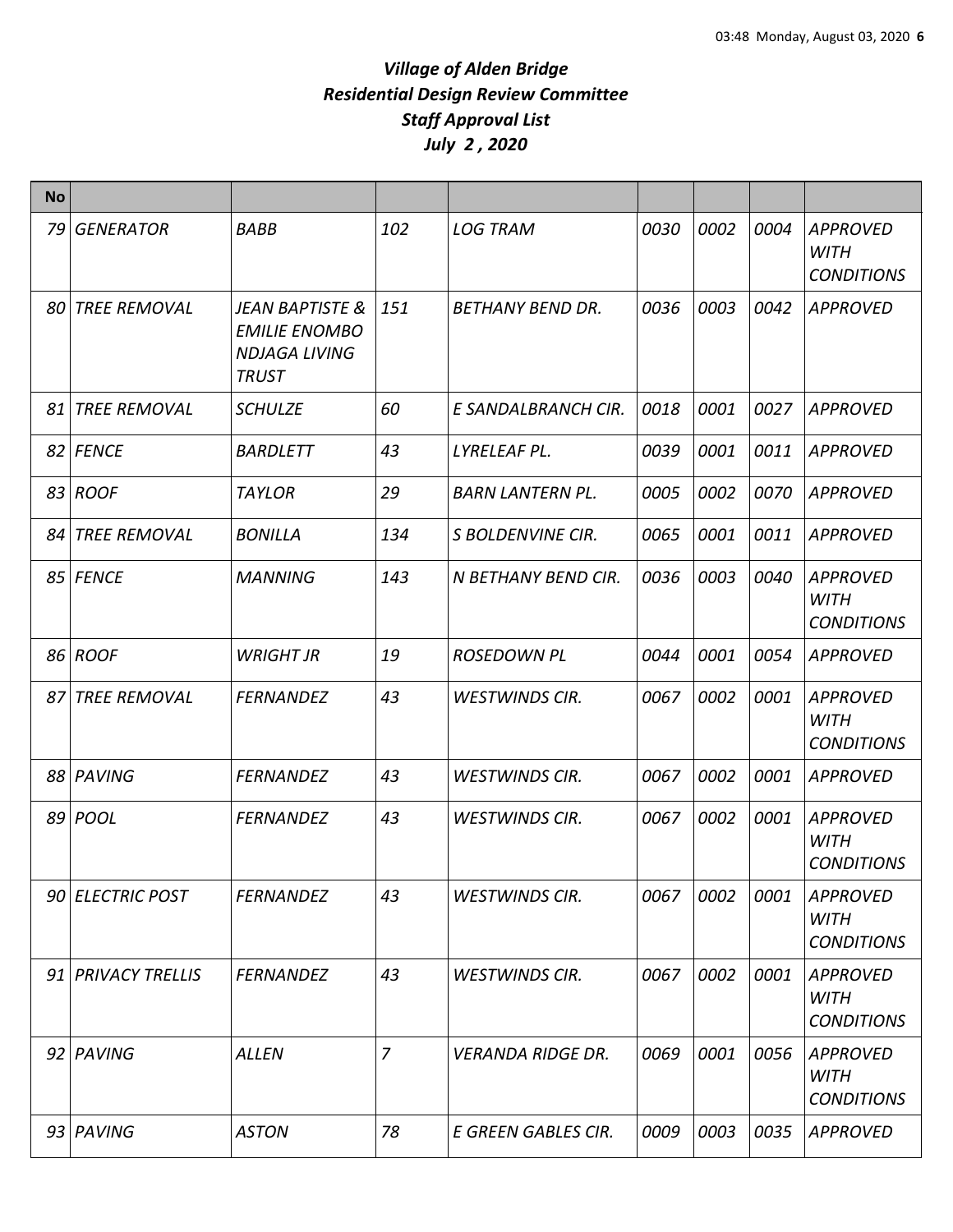# *Village of Alden Bridge*
# *Residential Design Review Committee*
# *Staff Approval List*
# *July 2 , 2020*

| No | | | | | | | | |
|---|---|---|---|---|---|---|---|---|
| 79 | GENERATOR | BABB | 102 | LOG TRAM | 0030 | 0002 | 0004 | APPROVED WITH CONDITIONS |
| 80 | TREE REMOVAL | JEAN BAPTISTE & EMILIE ENOMBO NDJAGA LIVING TRUST | 151 | BETHANY BEND DR. | 0036 | 0003 | 0042 | APPROVED |
| 81 | TREE REMOVAL | SCHULZE | 60 | E SANDALBRANCH CIR. | 0018 | 0001 | 0027 | APPROVED |
| 82 | FENCE | BARDLETT | 43 | LYRELEAF PL. | 0039 | 0001 | 0011 | APPROVED |
| 83 | ROOF | TAYLOR | 29 | BARN LANTERN PL. | 0005 | 0002 | 0070 | APPROVED |
| 84 | TREE REMOVAL | BONILLA | 134 | S BOLDENVINE CIR. | 0065 | 0001 | 0011 | APPROVED |
| 85 | FENCE | MANNING | 143 | N BETHANY BEND CIR. | 0036 | 0003 | 0040 | APPROVED WITH CONDITIONS |
| 86 | ROOF | WRIGHT JR | 19 | ROSEDOWN PL | 0044 | 0001 | 0054 | APPROVED |
| 87 | TREE REMOVAL | FERNANDEZ | 43 | WESTWINDS CIR. | 0067 | 0002 | 0001 | APPROVED WITH CONDITIONS |
| 88 | PAVING | FERNANDEZ | 43 | WESTWINDS CIR. | 0067 | 0002 | 0001 | APPROVED |
| 89 | POOL | FERNANDEZ | 43 | WESTWINDS CIR. | 0067 | 0002 | 0001 | APPROVED WITH CONDITIONS |
| 90 | ELECTRIC POST | FERNANDEZ | 43 | WESTWINDS CIR. | 0067 | 0002 | 0001 | APPROVED WITH CONDITIONS |
| 91 | PRIVACY TRELLIS | FERNANDEZ | 43 | WESTWINDS CIR. | 0067 | 0002 | 0001 | APPROVED WITH CONDITIONS |
| 92 | PAVING | ALLEN | 7 | VERANDA RIDGE DR. | 0069 | 0001 | 0056 | APPROVED WITH CONDITIONS |
| 93 | PAVING | ASTON | 78 | E GREEN GABLES CIR. | 0009 | 0003 | 0035 | APPROVED |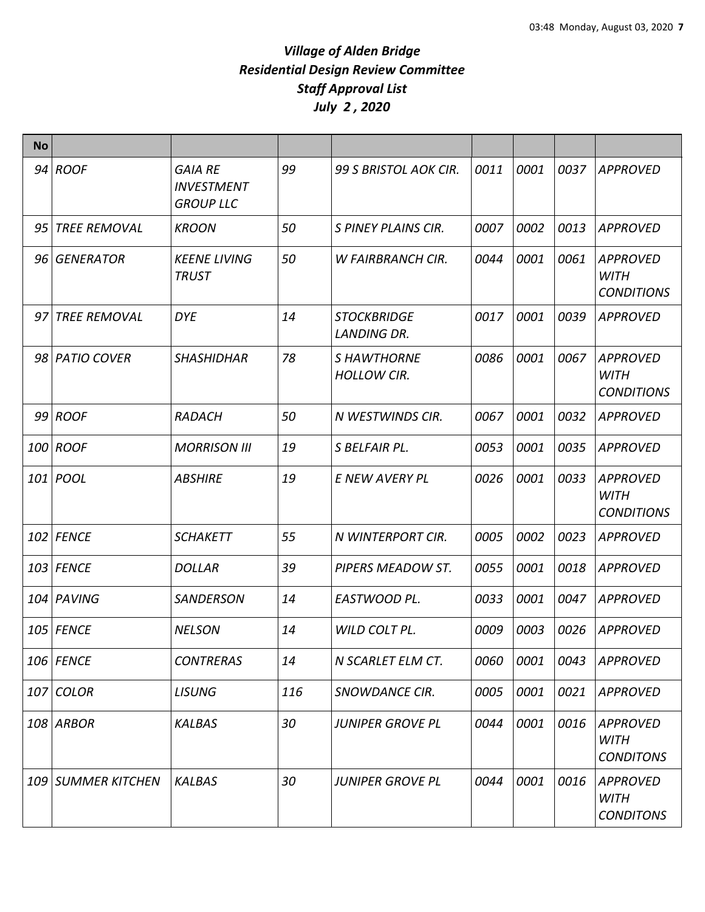# *Village of Alden Bridge*
# *Residential Design Review Committee*
# *Staff Approval List*
# *July 2 , 2020*

| No | | | | | | | | |
|---|---|---|---|---|---|---|---|---|
| 94 | ROOF | GAIA RE INVESTMENT GROUP LLC | 99 | 99 S BRISTOL AOK CIR. | 0011 | 0001 | 0037 | APPROVED |
| 95 | TREE REMOVAL | KROON | 50 | S PINEY PLAINS CIR. | 0007 | 0002 | 0013 | APPROVED |
| 96 | GENERATOR | KEENE LIVING TRUST | 50 | W FAIRBRANCH CIR. | 0044 | 0001 | 0061 | APPROVED WITH CONDITIONS |
| 97 | TREE REMOVAL | DYE | 14 | STOCKBRIDGE LANDING DR. | 0017 | 0001 | 0039 | APPROVED |
| 98 | PATIO COVER | SHASHIDHAR | 78 | S HAWTHORNE HOLLOW CIR. | 0086 | 0001 | 0067 | APPROVED WITH CONDITIONS |
| 99 | ROOF | RADACH | 50 | N WESTWINDS CIR. | 0067 | 0001 | 0032 | APPROVED |
| 100 | ROOF | MORRISON III | 19 | S BELFAIR PL. | 0053 | 0001 | 0035 | APPROVED |
| 101 | POOL | ABSHIRE | 19 | E NEW AVERY PL | 0026 | 0001 | 0033 | APPROVED WITH CONDITIONS |
| 102 | FENCE | SCHAKETT | 55 | N WINTERPORT CIR. | 0005 | 0002 | 0023 | APPROVED |
| 103 | FENCE | DOLLAR | 39 | PIPERS MEADOW ST. | 0055 | 0001 | 0018 | APPROVED |
| 104 | PAVING | SANDERSON | 14 | EASTWOOD PL. | 0033 | 0001 | 0047 | APPROVED |
| 105 | FENCE | NELSON | 14 | WILD COLT PL. | 0009 | 0003 | 0026 | APPROVED |
| 106 | FENCE | CONTRERAS | 14 | N SCARLET ELM CT. | 0060 | 0001 | 0043 | APPROVED |
| 107 | COLOR | LISUNG | 116 | SNOWDANCE CIR. | 0005 | 0001 | 0021 | APPROVED |
| 108 | ARBOR | KALBAS | 30 | JUNIPER GROVE PL | 0044 | 0001 | 0016 | APPROVED WITH CONDITONS |
| 109 | SUMMER KITCHEN | KALBAS | 30 | JUNIPER GROVE PL | 0044 | 0001 | 0016 | APPROVED WITH CONDITONS |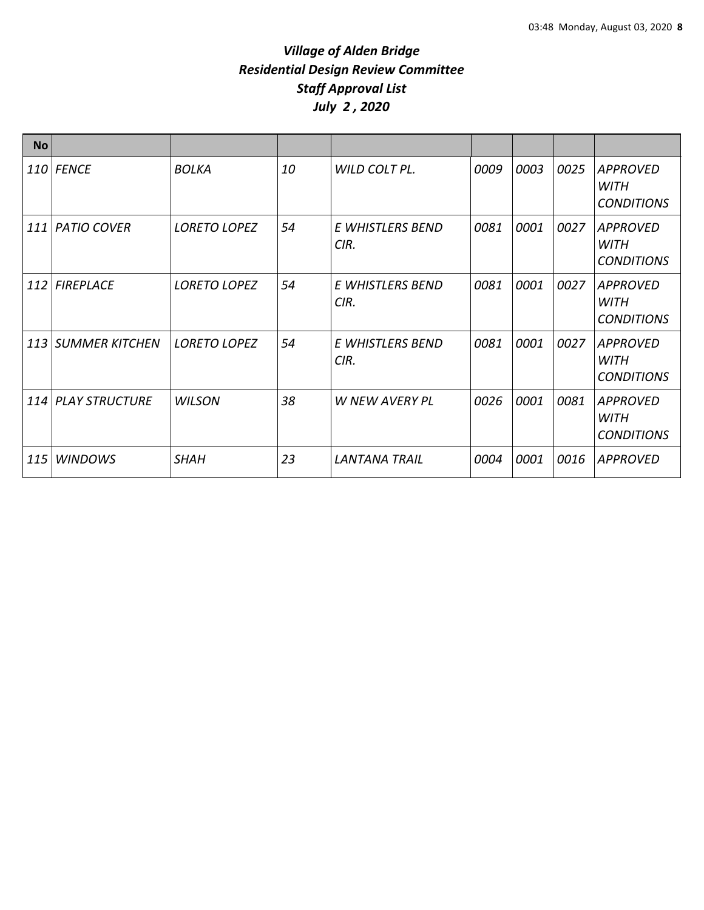*Village of Alden Bridge*
*Residential Design Review Committee*
*Staff Approval List*
*July 2 , 2020*

| No | | | | | | | | |
|---|---|---|---|---|---|---|---|---|
| 110 | FENCE | BOLKA | 10 | WILD COLT PL. | 0009 | 0003 | 0025 | APPROVED WITH CONDITIONS |
| 111 | PATIO COVER | LORETO LOPEZ | 54 | E WHISTLERS BEND CIR. | 0081 | 0001 | 0027 | APPROVED WITH CONDITIONS |
| 112 | FIREPLACE | LORETO LOPEZ | 54 | E WHISTLERS BEND CIR. | 0081 | 0001 | 0027 | APPROVED WITH CONDITIONS |
| 113 | SUMMER KITCHEN | LORETO LOPEZ | 54 | E WHISTLERS BEND CIR. | 0081 | 0001 | 0027 | APPROVED WITH CONDITIONS |
| 114 | PLAY STRUCTURE | WILSON | 38 | W NEW AVERY PL | 0026 | 0001 | 0081 | APPROVED WITH CONDITIONS |
| 115 | WINDOWS | SHAH | 23 | LANTANA TRAIL | 0004 | 0001 | 0016 | APPROVED |